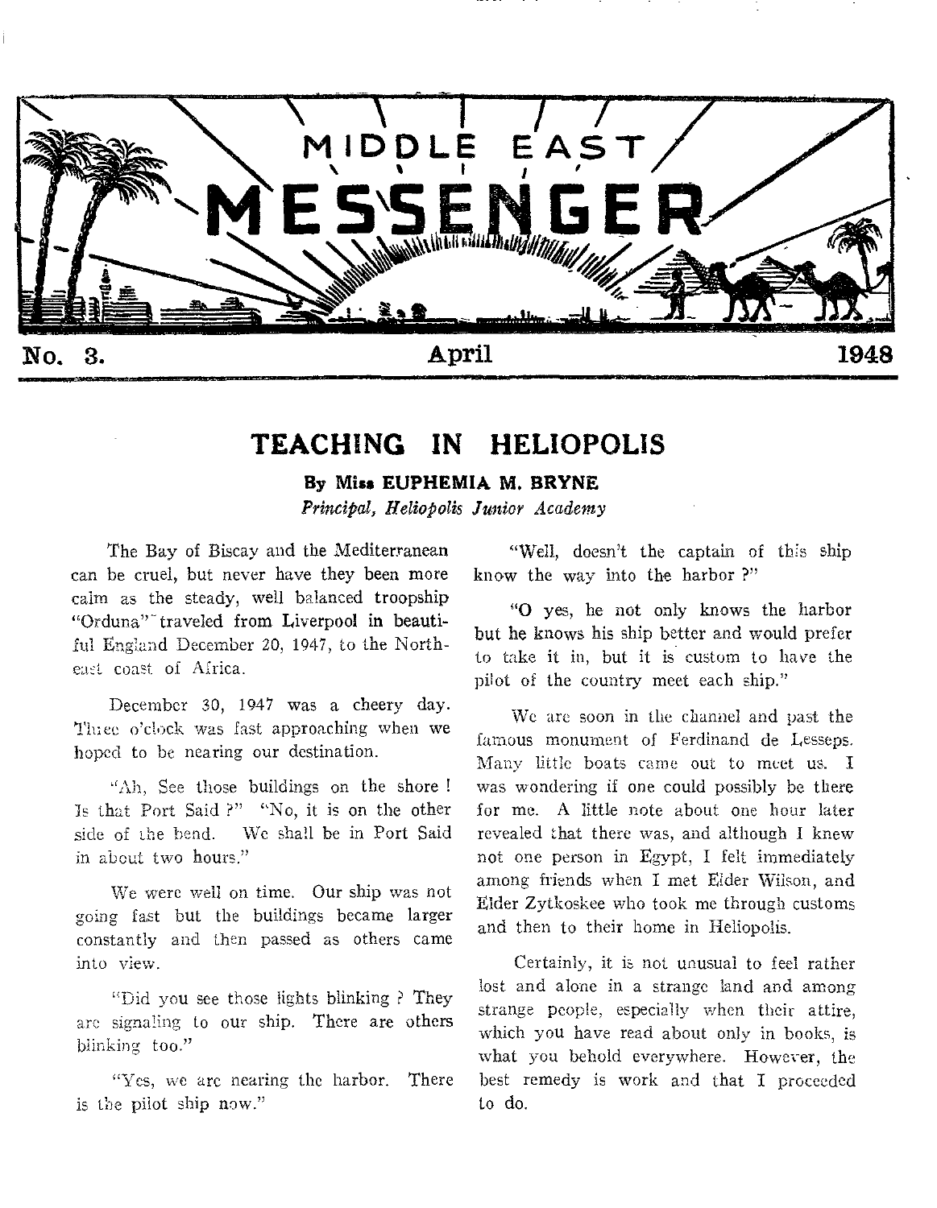# MIDDLE EAST MESSENGER

**No. 3.** **April** **1948**

## TEACHING IN HELIOPOLIS

**By Miss EUPHEMIA M. BRYNE**
*Principal, Heliopolis Junior Academy*

The Bay of Biscay and the Mediterranean can be cruel, but never have they been more calm as the steady, well balanced troopship "Orduna" traveled from Liverpool in beautiful England December 20, 1947, to the North-east coast of Africa.

December 30, 1947 was a cheery day. Three o'clock was fast approaching when we hoped to be nearing our destination.

"Ah, See those buildings on the shore! Is that Port Said?" "No, it is on the other side of the bend. We shall be in Port Said in about two hours."

We were well on time. Our ship was not going fast but the buildings became larger constantly and then passed as others came into view.

"Did you see those lights blinking? They are signaling to our ship. There are others blinking too."

"Yes, we are nearing the harbor. There is the pilot ship now."

"Well, doesn't the captain of this ship know the way into the harbor?"

"O yes, he not only knows the harbor but he knows his ship better and would prefer to take it in, but it is custom to have the pilot of the country meet each ship."

We are soon in the channel and past the famous monument of Ferdinand de Lesseps. Many little boats came out to meet us. I was wondering if one could possibly be there for me. A little note about one hour later revealed that there was, and although I knew not one person in Egypt, I felt immediately among friends when I met Elder Wilson, and Elder Zytkoskee who took me through customs and then to their home in Heliopolis.

Certainly, it is not unusual to feel rather lost and alone in a strange land and among strange people, especially when their attire, which you have read about only in books, is what you behold everywhere. However, the best remedy is work and that I proceeded to do.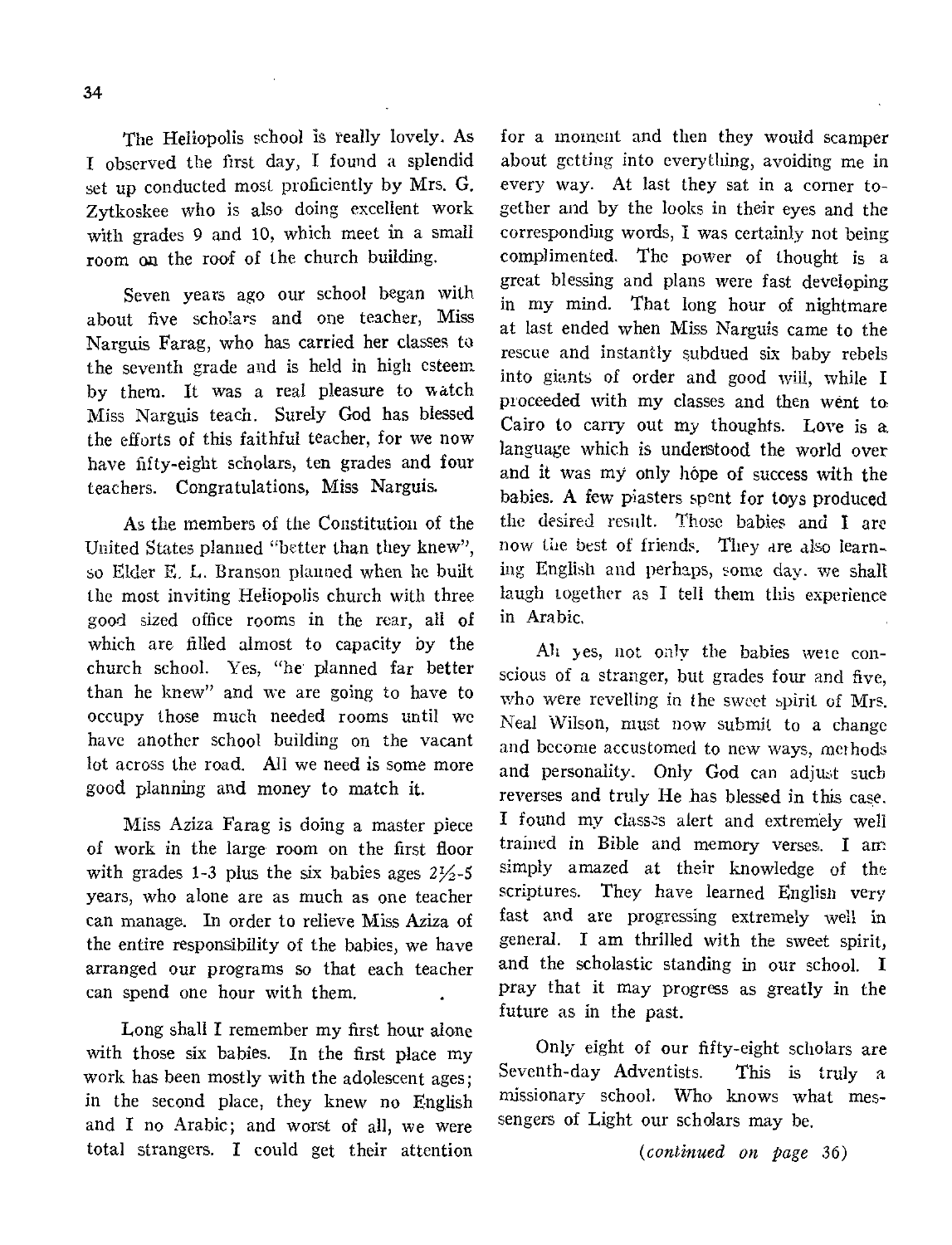The Heliopolis school is really lovely. As I observed the first day, I found a splendid set up conducted most proficiently by Mrs. G. Zytkoskee who is also doing excellent work with grades 9 and 10, which meet in a small room on the roof of the church building.

Seven years ago our school began with about five scholars and one teacher, Miss Narguis Farag, who has carried her classes to the seventh grade and is held in high esteem by them. It was a real pleasure to watch Miss Narguis teach. Surely God has blessed the efforts of this faithful teacher, for we now have fifty-eight scholars, ten grades and four teachers. Congratulations, Miss Narguis.

As the members of the Constitution of the United States planned "better than they knew", so Elder E. L. Branson planned when he built the most inviting Heliopolis church with three good sized office rooms in the rear, all of which are filled almost to capacity by the church school. Yes, "he planned far better than he knew" and we are going to have to occupy those much needed rooms until we have another school building on the vacant lot across the road. All we need is some more good planning and money to match it.

Miss Aziza Farag is doing a master piece of work in the large room on the first floor with grades 1-3 plus the six babies ages 2½-5 years, who alone are as much as one teacher can manage. In order to relieve Miss Aziza of the entire responsibility of the babies, we have arranged our programs so that each teacher can spend one hour with them.

Long shall I remember my first hour alone with those six babies. In the first place my work has been mostly with the adolescent ages; in the second place, they knew no English and I no Arabic; and worst of all, we were total strangers. I could get their attention for a moment and then they would scamper about getting into everything, avoiding me in every way. At last they sat in a corner together and by the looks in their eyes and the corresponding words, I was certainly not being complimented. The power of thought is a great blessing and plans were fast developing in my mind. That long hour of nightmare at last ended when Miss Narguis came to the rescue and instantly subdued six baby rebels into giants of order and good will, while I proceeded with my classes and then went to Cairo to carry out my thoughts. Love is a language which is understood the world over and it was my only hope of success with the babies. A few piasters spent for toys produced the desired result. Those babies and I are now the best of friends. They are also learning English and perhaps, some day. we shall laugh together as I tell them this experience in Arabic.

Ah yes, not only the babies were conscious of a stranger, but grades four and five, who were revelling in the sweet spirit of Mrs. Neal Wilson, must now submit to a change and become accustomed to new ways, methods and personality. Only God can adjust such reverses and truly He has blessed in this case. I found my classes alert and extremely well trained in Bible and memory verses. I am simply amazed at their knowledge of the scriptures. They have learned English very fast and are progressing extremely well in general. I am thrilled with the sweet spirit, and the scholastic standing in our school. I pray that it may progress as greatly in the future as in the past.

Only eight of our fifty-eight scholars are Seventh-day Adventists. This is truly a missionary school. Who knows what messengers of Light our scholars may be.

*(continued on page 36)*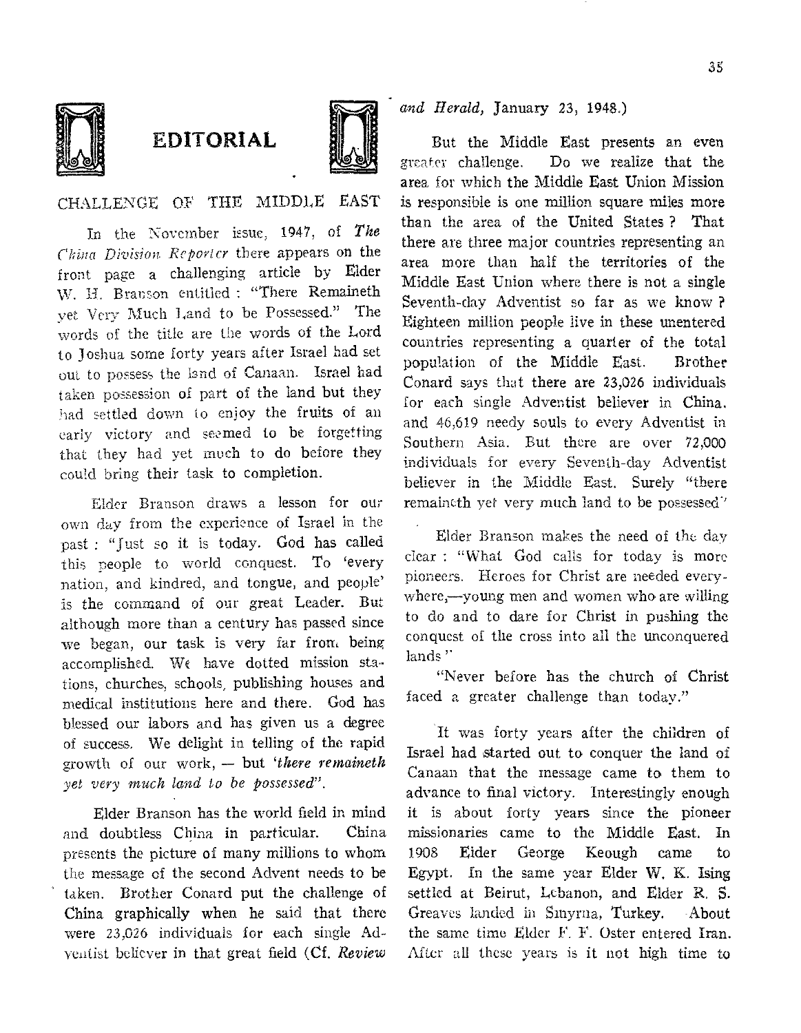# EDITORIAL

## CHALLENGE OF THE MIDDLE EAST

In the November issue, 1947, of *The China Division Reporter* there appears on the front page a challenging article by Elder W. H. Branson entitled : "There Remaineth yet Very Much Land to be Possessed." The words of the title are the words of the Lord to Joshua some forty years after Israel had set out to possess the land of Canaan. Israel had taken possession of part of the land but they had settled down to enjoy the fruits of an early victory and seemed to be forgetting that they had yet much to do before they could bring their task to completion.

Elder Branson draws a lesson for our own day from the experience of Israel in the past : "Just so it is today. God has called this people to world conquest. To 'every nation, and kindred, and tongue, and people' is the command of our great Leader. But although more than a century has passed since we began, our task is very far from being accomplished. We have dotted mission stations, churches, schools, publishing houses and medical institutions here and there. God has blessed our labors and has given us a degree of success. We delight in telling of the rapid growth of our work, — but '*there remaineth yet very much land to be possessed*".

Elder Branson has the world field in mind and doubtless China in particular. China presents the picture of many millions to whom the message of the second Advent needs to be taken. Brother Conard put the challenge of China graphically when he said that there were 23,026 individuals for each single Adventist believer in that great field (Cf. *Review and Herald*, January 23, 1948.)

But the Middle East presents an even greater challenge. Do we realize that the area for which the Middle East Union Mission is responsible is one million square miles more than the area of the United States ? That there are three major countries representing an area more than half the territories of the Middle East Union where there is not a single Seventh-day Adventist so far as we know ? Eighteen million people live in these unentered countries representing a quarter of the total population of the Middle East. Brother Conard says that there are 23,026 individuals for each single Adventist believer in China, and 46,619 needy souls to every Adventist in Southern Asia. But there are over 72,000 individuals for every Seventh-day Adventist believer in the Middle East. Surely "there remaineth yet very much land to be possessed"

Elder Branson makes the need of the day clear : "What God calls for today is more pioneers. Heroes for Christ are needed everywhere,—young men and women who are willing to do and to dare for Christ in pushing the conquest of the cross into all the unconquered lands "

"Never before has the church of Christ faced a greater challenge than today."

It was forty years after the children of Israel had started out to conquer the land of Canaan that the message came to them to advance to final victory. Interestingly enough it is about forty years since the pioneer missionaries came to the Middle East. In 1908 Elder George Keough came to Egypt. In the same year Elder W. K. Ising settled at Beirut, Lebanon, and Elder R. S. Greaves landed in Smyrna, Turkey. About the same time Elder F. F. Oster entered Iran. After all these years is it not high time to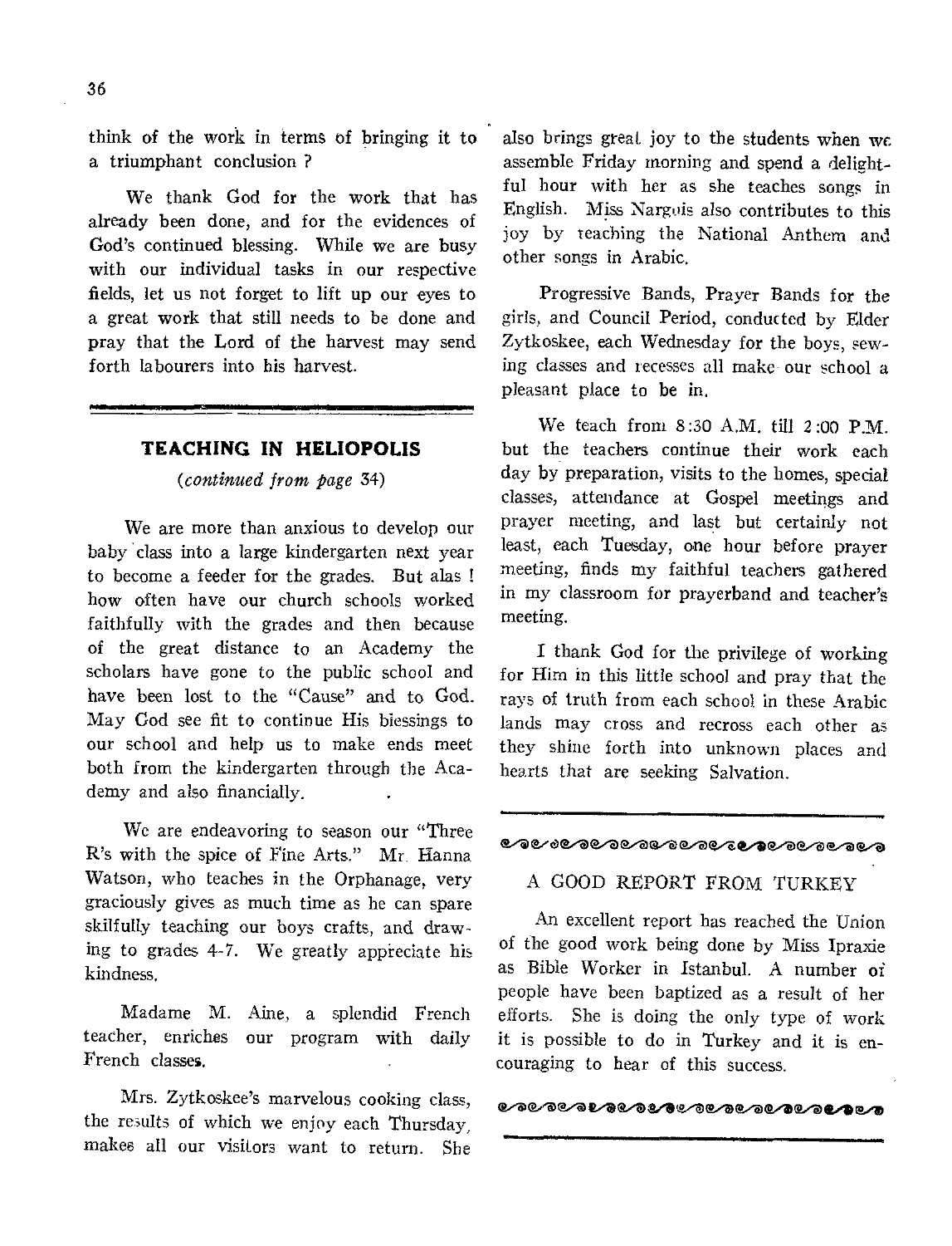think of the work in terms of bringing it to a triumphant conclusion ?

We thank God for the work that has already been done, and for the evidences of God's continued blessing. While we are busy with our individual tasks in our respective fields, let us not forget to lift up our eyes to a great work that still needs to be done and pray that the Lord of the harvest may send forth labourers into his harvest.

---

## TEACHING IN HELIOPOLIS

*(continued from page 34)*

We are more than anxious to develop our baby class into a large kindergarten next year to become a feeder for the grades. But alas ! how often have our church schools worked faithfully with the grades and then because of the great distance to an Academy the scholars have gone to the public school and have been lost to the "Cause" and to God. May God see fit to continue His blessings to our school and help us to make ends meet both from the kindergarten through the Academy and also financially.

We are endeavoring to season our "Three R's with the spice of Fine Arts." Mr. Hanna Watson, who teaches in the Orphanage, very graciously gives as much time as he can spare skilfully teaching our boys crafts, and drawing to grades 4-7. We greatly appreciate his kindness.

Madame M. Aine, a splendid French teacher, enriches our program with daily French classes.

Mrs. Zytkoskee's marvelous cooking class, the results of which we enjoy each Thursday, makes all our visitors want to return. She also brings great joy to the students when we assemble Friday morning and spend a delightful hour with her as she teaches songs in English. Miss Nargois also contributes to this joy by teaching the National Anthem and other songs in Arabic.

Progressive Bands, Prayer Bands for the girls, and Council Period, conducted by Elder Zytkoskee, each Wednesday for the boys, sewing classes and recesses all make our school a pleasant place to be in.

We teach from 8:30 A.M. till 2:00 P.M. but the teachers continue their work each day by preparation, visits to the homes, special classes, attendance at Gospel meetings and prayer meeting, and last but certainly not least, each Tuesday, one hour before prayer meeting, finds my faithful teachers gathered in my classroom for prayerband and teacher's meeting.

I thank God for the privilege of working for Him in this little school and pray that the rays of truth from each school in these Arabic lands may cross and recross each other as they shine forth into unknown places and hearts that are seeking Salvation.

---

## A GOOD REPORT FROM TURKEY

An excellent report has reached the Union of the good work being done by Miss Ipraxie as Bible Worker in Istanbul. A number of people have been baptized as a result of her efforts. She is doing the only type of work it is possible to do in Turkey and it is encouraging to hear of this success.

---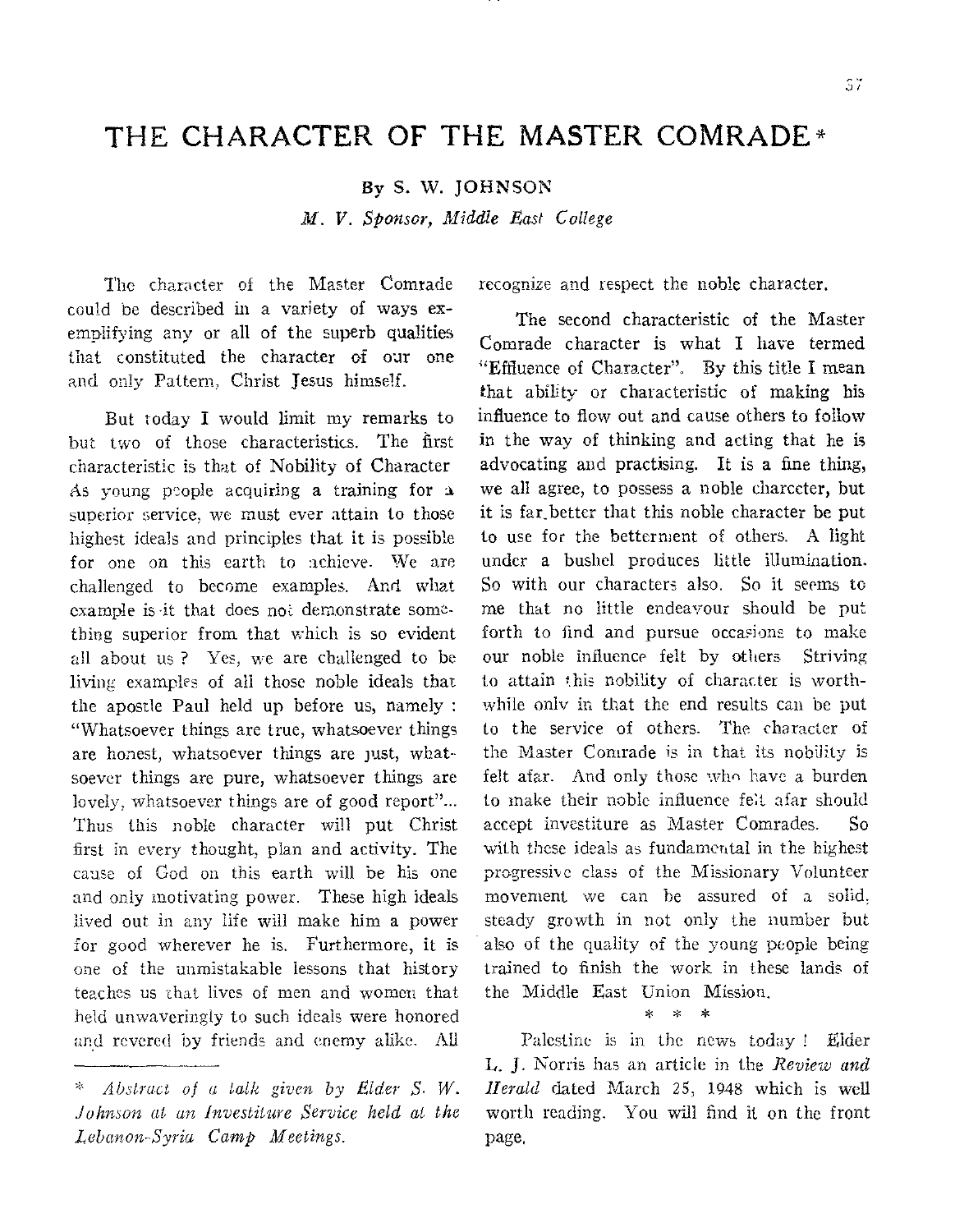# THE CHARACTER OF THE MASTER COMRADE*

**By S. W. JOHNSON**

*M. V. Sponsor, Middle East College*

The character of the Master Comrade could be described in a variety of ways exemplifying any or all of the superb qualities that constituted the character of our one and only Pattern, Christ Jesus himself.

But today I would limit my remarks to but two of those characteristics. The first characteristic is that of Nobility of Character As young people acquiring a training for a superior service, we must ever attain to those highest ideals and principles that it is possible for one on this earth to achieve. We are challenged to become examples. And what example is it that does not demonstrate something superior from that which is so evident all about us ? Yes, we are challenged to be living examples of all those noble ideals that the apostle Paul held up before us, namely : "Whatsoever things are true, whatsoever things are honest, whatsoever things are just, whatsoever things are pure, whatsoever things are lovely, whatsoever things are of good report"... Thus this noble character will put Christ first in every thought, plan and activity. The cause of God on this earth will be his one and only motivating power. These high ideals lived out in any life will make him a power for good wherever he is. Furthermore, it is one of the unmistakable lessons that history teaches us that lives of men and women that held unwaveringly to such ideals were honored and revered by friends and enemy alike. All recognize and respect the noble character.

The second characteristic of the Master Comrade character is what I have termed "Effluence of Character". By this title I mean that ability or characteristic of making his influence to flow out and cause others to follow in the way of thinking and acting that he is advocating and practising. It is a fine thing, we all agree, to possess a noble charcter, but it is far better that this noble character be put to use for the betterment of others. A light under a bushel produces little illumination. So with our characters also. So it seems to me that no little endeavour should be put forth to find and pursue occasions to make our noble influence felt by others Striving to attain this nobility of character is worthwhile only in that the end results can be put to the service of others. The character of the Master Comrade is in that its nobility is felt afar. And only those who have a burden to make their noble influence felt afar should accept investiture as Master Comrades. So with these ideals as fundamental in the highest progressive class of the Missionary Volunteer movement we can be assured of a solid, steady growth in not only the number but also of the quality of the young people being trained to finish the work in these lands of the Middle East Union Mission.

\* \* \*

Palestine is in the news today ! Elder L. J. Norris has an article in the *Review and Herald* dated March 25, 1948 which is well worth reading. You will find it on the front page.

---

\* *Abstract of a talk given by Elder S. W. Johnson at an Investiture Service held at the Lebanon-Syria Camp Meetings.*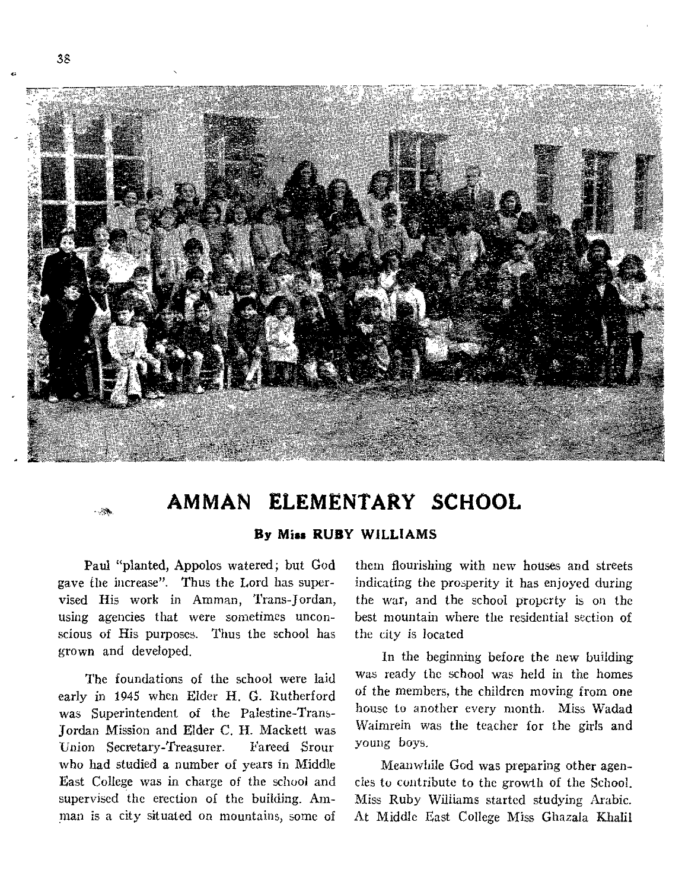# AMMAN ELEMENTARY SCHOOL

### By Miss RUBY WILLIAMS

Paul "planted, Appolos watered; but God gave the increase". Thus the Lord has supervised His work in Amman, Trans-Jordan, using agencies that were sometimes unconscious of His purposes. Thus the school has grown and developed.

The foundations of the school were laid early in 1945 when Elder H. G. Rutherford was Superintendent of the Palestine-Trans-Jordan Mission and Elder C. H. Mackett was Union Secretary-Treasurer. Fareed Srour who had studied a number of years in Middle East College was in charge of the school and supervised the erection of the building. Amman is a city situated on mountains, some of them flourishing with new houses and streets indicating the prosperity it has enjoyed during the war, and the school property is on the best mountain where the residential section of the city is located

In the beginning before the new building was ready the school was held in the homes of the members, the children moving from one house to another every month. Miss Wadad Waimrein was the teacher for the girls and young boys.

Meanwhile God was preparing other agencies to contribute to the growth of the School. Miss Ruby Williams started studying Arabic. At Middle East College Miss Ghazala Khalil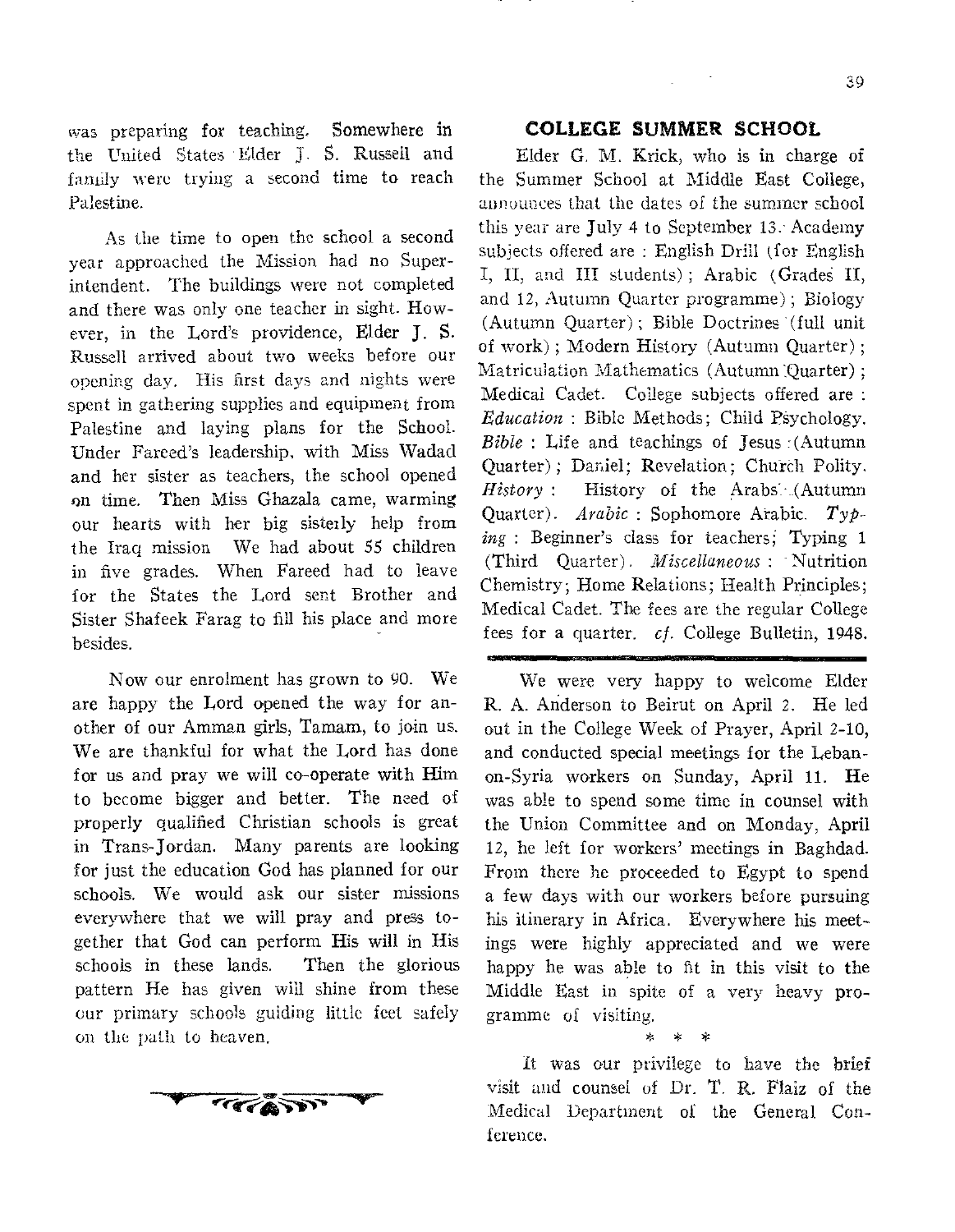was preparing for teaching. Somewhere in the United States Elder J. S. Russell and family were trying a second time to reach Palestine.

As the time to open the school a second year approached the Mission had no Superintendent. The buildings were not completed and there was only one teacher in sight. However, in the Lord's providence, Elder J. S. Russell arrived about two weeks before our opening day. His first days and nights were spent in gathering supplies and equipment from Palestine and laying plans for the School. Under Fareed's leadership, with Miss Wadad and her sister as teachers, the school opened on time. Then Miss Ghazala came, warming our hearts with her big sisterly help from the Iraq mission We had about 55 children in five grades. When Fareed had to leave for the States the Lord sent Brother and Sister Shafeek Farag to fill his place and more besides.

Now our enrolment has grown to 90. We are happy the Lord opened the way for another of our Amman girls, Tamam, to join us. We are thankful for what the Lord has done for us and pray we will co-operate with Him to become bigger and better. The need of properly qualified Christian schools is great in Trans-Jordan. Many parents are looking for just the education God has planned for our schools. We would ask our sister missions everywhere that we will pray and press together that God can perform His will in His schools in these lands. Then the glorious pattern He has given will shine from these our primary schools guiding little feet safely on the path to heaven.

## COLLEGE SUMMER SCHOOL

Elder G. M. Krick, who is in charge of the Summer School at Middle East College, announces that the dates of the summer school this year are July 4 to September 13. Academy subjects offered are : English Drill (for English I, II, and III students) ; Arabic (Grades II, and 12, Autumn Quarter programme) ; Biology (Autumn Quarter) ; Bible Doctrines (full unit of work) ; Modern History (Autumn Quarter) ; Matriculation Mathematics (Autumn Quarter) ; Medical Cadet. College subjects offered are : *Education* : Bible Methods; Child Psychology. *Bible* : Life and teachings of Jesus (Autumn Quarter) ; Daniel; Revelation; Church Polity. *History* : History of the Arabs (Autumn Quarter). *Arabic* : Sophomore Arabic. *Typing* : Beginner's class for teachers; Typing 1 (Third Quarter). *Miscellaneous* : Nutrition Chemistry; Home Relations; Health Principles; Medical Cadet. The fees are the regular College fees for a quarter. *cf.* College Bulletin, 1948.

---

We were very happy to welcome Elder R. A. Anderson to Beirut on April 2. He led out in the College Week of Prayer, April 2-10, and conducted special meetings for the Lebanon-Syria workers on Sunday, April 11. He was able to spend some time in counsel with the Union Committee and on Monday, April 12, he left for workers' meetings in Baghdad. From there he proceeded to Egypt to spend a few days with our workers before pursuing his itinerary in Africa. Everywhere his meetings were highly appreciated and we were happy he was able to fit in this visit to the Middle East in spite of a very heavy programme of visiting.

\* \* \*

It was our privilege to have the brief visit and counsel of Dr. T. R. Flaiz of the Medical Department of the General Conference.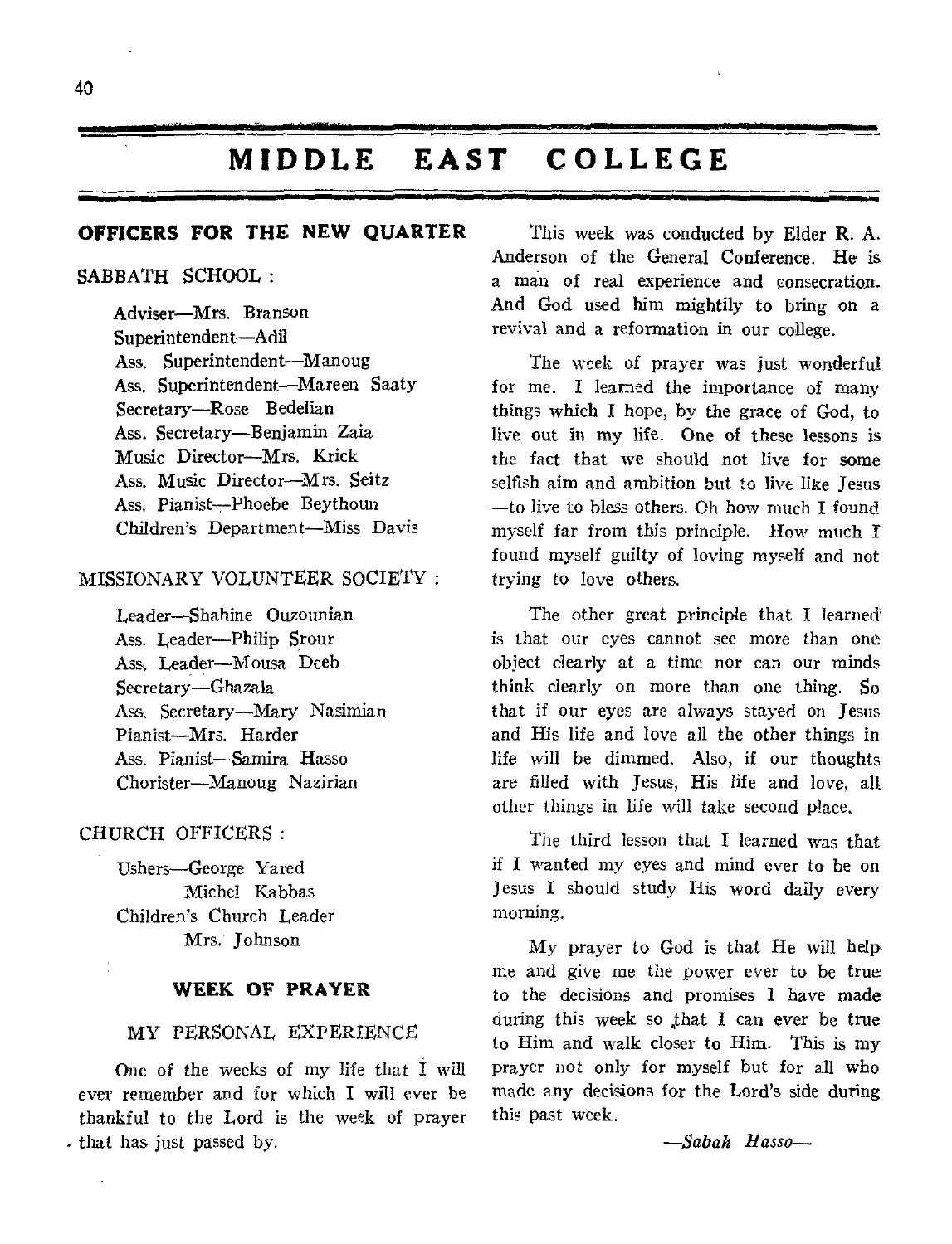# MIDDLE EAST COLLEGE

## OFFICERS FOR THE NEW QUARTER

SABBATH SCHOOL :

Adviser—Mrs. Branson
Superintendent—Adil
Ass. Superintendent—Manoug
Ass. Superintendent—Mareen Saaty
Secretary—Rose Bedelian
Ass. Secretary—Benjamin Zaia
Music Director—Mrs. Krick
Ass. Music Director—Mrs. Seitz
Ass. Pianist—Phoebe Beythoun
Children's Department—Miss Davis

MISSIONARY VOLUNTEER SOCIETY :

Leader—Shahine Ouzounian
Ass. Leader—Philip Srour
Ass. Leader—Mousa Deeb
Secretary—Ghazala
Ass. Secretary—Mary Nasimian
Pianist—Mrs. Harder
Ass. Pianist—Samira Hasso
Chorister—Manoug Nazirian

CHURCH OFFICERS :

Ushers—George Yared
Michel Kabbas
Children's Church Leader
Mrs. Johnson

## WEEK OF PRAYER

### MY PERSONAL EXPERIENCE

One of the weeks of my life that I will ever remember and for which I will ever be thankful to the Lord is the week of prayer that has just passed by.

This week was conducted by Elder R. A. Anderson of the General Conference. He is a man of real experience and consecration. And God used him mightily to bring on a revival and a reformation in our college.

The week of prayer was just wonderful for me. I learned the importance of many things which I hope, by the grace of God, to live out in my life. One of these lessons is the fact that we should not live for some selfish aim and ambition but to live like Jesus —to live to bless others. Oh how much I found myself far from this principle. How much I found myself guilty of loving myself and not trying to love others.

The other great principle that I learned is that our eyes cannot see more than one object clearly at a time nor can our minds think clearly on more than one thing. So that if our eyes are always stayed on Jesus and His life and love all the other things in life will be dimmed. Also, if our thoughts are filled with Jesus, His life and love, all other things in life will take second place.

The third lesson that I learned was that if I wanted my eyes and mind ever to be on Jesus I should study His word daily every morning.

My prayer to God is that He will help me and give me the power ever to be true to the decisions and promises I have made during this week so that I can ever be true to Him and walk closer to Him. This is my prayer not only for myself but for all who made any decisions for the Lord's side during this past week.

*—Sabah Hasso—*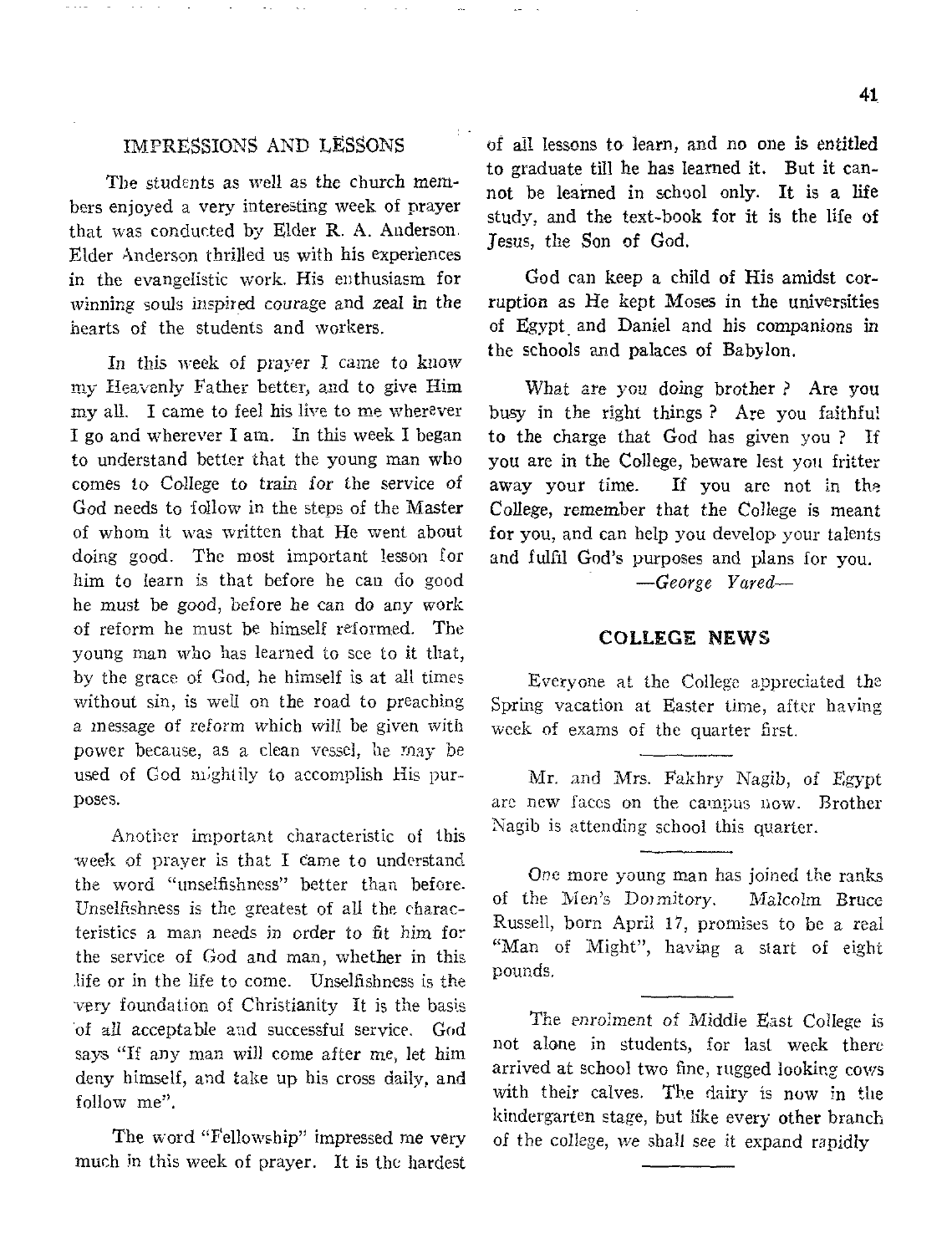## IMPRESSIONS AND LESSONS

The students as well as the church members enjoyed a very interesting week of prayer that was conducted by Elder R. A. Anderson. Elder Anderson thrilled us with his experiences in the evangelistic work. His enthusiasm for winning souls inspired courage and zeal in the hearts of the students and workers.

In this week of prayer I came to know my Heavenly Father better, and to give Him my all. I came to feel his live to me wherever I go and wherever I am. In this week I began to understand better that the young man who comes to College to train for the service of God needs to follow in the steps of the Master of whom it was written that He went about doing good. The most important lesson for him to learn is that before he can do good he must be good, before he can do any work of reform he must be himself reformed. The young man who has learned to see to it that, by the grace of God, he himself is at all times without sin, is well on the road to preaching a message of reform which will be given with power because, as a clean vessel, he may be used of God mightily to accomplish His purposes.

Another important characteristic of this week of prayer is that I came to understand the word "unselfishness" better than before. Unselfishness is the greatest of all the characteristics a man needs in order to fit him for the service of God and man, whether in this life or in the life to come. Unselfishness is the very foundation of Christianity It is the basis of all acceptable and successful service. God says "If any man will come after me, let him deny himself, and take up his cross daily, and follow me".

The word "Fellowship" impressed me very much in this week of prayer. It is the hardest of all lessons to learn, and no one is entitled to graduate till he has learned it. But it cannot be learned in school only. It is a life study, and the text-book for it is the life of Jesus, the Son of God.

God can keep a child of His amidst corruption as He kept Moses in the universities of Egypt and Daniel and his companions in the schools and palaces of Babylon.

What are you doing brother ? Are you busy in the right things ? Are you faithful to the charge that God has given you ? If you are in the College, beware lest you fritter away your time. If you are not in the College, remember that the College is meant for you, and can help you develop your talents and fulfil God's purposes and plans for you.

—*George Yared*—

## COLLEGE NEWS

Everyone at the College appreciated the Spring vacation at Easter time, after having week of exams of the quarter first.

---

Mr. and Mrs. Fakhry Nagib, of Egypt are new faces on the campus now. Brother Nagib is attending school this quarter.

---

One more young man has joined the ranks of the Men's Dormitory. Malcolm Bruce Russell, born April 17, promises to be a real "Man of Might", having a start of eight pounds.

---

The enrolment of Middle East College is not alone in students, for last week there arrived at school two fine, rugged looking cows with their calves. The dairy is now in the kindergarten stage, but like every other branch of the college, we shall see it expand rapidly

---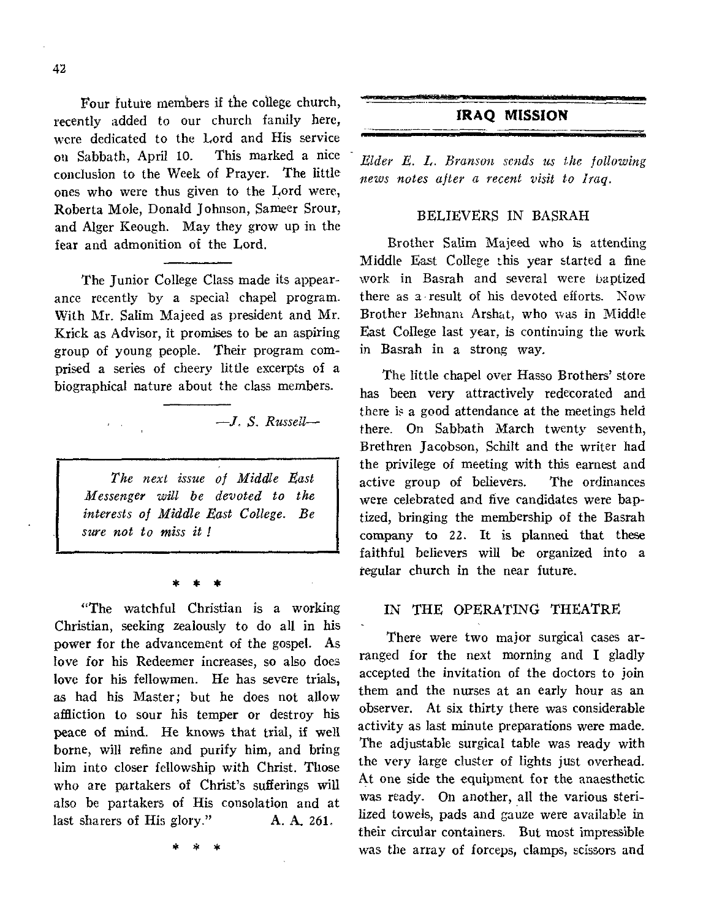Four future members if the college church, recently added to our church family here, were dedicated to the Lord and His service on Sabbath, April 10. This marked a nice conclusion to the Week of Prayer. The little ones who were thus given to the Lord were, Roberta Mole, Donald Johnson, Sameer Srour, and Alger Keough. May they grow up in the fear and admonition of the Lord.

---

The Junior College Class made its appearance recently by a special chapel program. With Mr. Salim Majeed as president and Mr. Krick as Advisor, it promises to be an aspiring group of young people. Their program comprised a series of cheery little excerpts of a biographical nature about the class members.

---

*—J. S. Russell—*

> *The next issue of Middle East Messenger will be devoted to the interests of Middle East College. Be sure not to miss it !*

\* \* \*

"The watchful Christian is a working Christian, seeking zealously to do all in his power for the advancement of the gospel. As love for his Redeemer increases, so also does love for his fellowmen. He has severe trials, as had his Master; but he does not allow affliction to sour his temper or destroy his peace of mind. He knows that trial, if well borne, will refine and purify him, and bring him into closer fellowship with Christ. Those who are partakers of Christ's sufferings will also be partakers of His consolation and at last sharers of His glory." A. A. 261.

\* \* \*

## IRAQ MISSION

*Elder E. L. Branson sends us the following news notes after a recent visit to Iraq.*

### BELIEVERS IN BASRAH

Brother Salim Majeed who is attending Middle East College this year started a fine work in Basrah and several were baptized there as a result of his devoted efforts. Now Brother Behnam Arshat, who was in Middle East College last year, is continuing the work in Basrah in a strong way.

The little chapel over Hasso Brothers' store has been very attractively redecorated and there is a good attendance at the meetings held there. On Sabbath March twenty seventh, Brethren Jacobson, Schilt and the writer had the privilege of meeting with this earnest and active group of believers. The ordinances were celebrated and five candidates were baptized, bringing the membership of the Basrah company to 22. It is planned that these faithful believers will be organized into a regular church in the near future.

### IN THE OPERATING THEATRE

There were two major surgical cases arranged for the next morning and I gladly accepted the invitation of the doctors to join them and the nurses at an early hour as an observer. At six thirty there was considerable activity as last minute preparations were made. The adjustable surgical table was ready with the very large cluster of lights just overhead. At one side the equipment for the anaesthetic was ready. On another, all the various sterilized towels, pads and gauze were available in their circular containers. But most impressible was the array of forceps, clamps, scissors and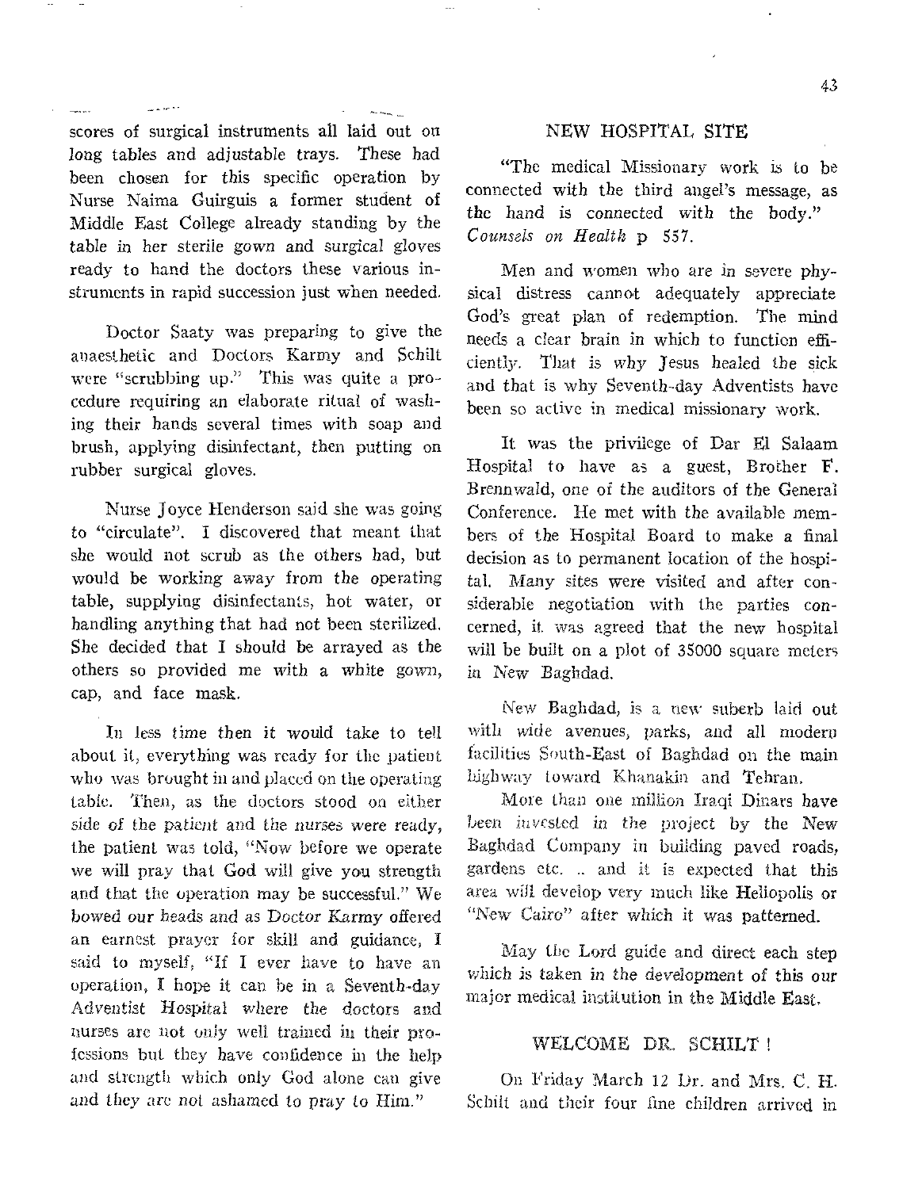scores of surgical instruments all laid out on long tables and adjustable trays. These had been chosen for this specific operation by Nurse Naima Guirguis a former student of Middle East College already standing by the table in her sterile gown and surgical gloves ready to hand the doctors these various instruments in rapid succession just when needed.

Doctor Saaty was preparing to give the anaesthetic and Doctors Karmy and Schilt were "scrubbing up." This was quite a procedure requiring an elaborate ritual of washing their hands several times with soap and brush, applying disinfectant, then putting on rubber surgical gloves.

Nurse Joyce Henderson said she was going to "circulate". I discovered that meant that she would not scrub as the others had, but would be working away from the operating table, supplying disinfectants, hot water, or handling anything that had not been sterilized. She decided that I should be arrayed as the others so provided me with a white gown, cap, and face mask.

In less time then it would take to tell about it, everything was ready for the patient who was brought in and placed on the operating table. Then, as the doctors stood on either side of the patient and the nurses were ready, the patient was told, "Now before we operate we will pray that God will give you strength and that the operation may be successful." We bowed our heads and as Doctor Karmy offered an earnest prayer for skill and guidance, I said to myself, "If I ever have to have an operation, I hope it can be in a Seventh-day Adventist Hospital where the doctors and nurses are not only well trained in their professions but they have confidence in the help and strength which only God alone can give and they are not ashamed to pray to Him."

## NEW HOSPITAL SITE

"The medical Missionary work is to be connected with the third angel's message, as the hand is connected with the body." *Counsels on Health* p 557.

Men and women who are in severe physical distress cannot adequately appreciate God's great plan of redemption. The mind needs a clear brain in which to function efficiently. That is why Jesus healed the sick and that is why Seventh-day Adventists have been so active in medical missionary work.

It was the privilege of Dar El Salaam Hospital to have as a guest, Brother F. Brennwald, one of the auditors of the General Conference. He met with the available members of the Hospital Board to make a final decision as to permanent location of the hospital. Many sites were visited and after considerable negotiation with the parties concerned, it was agreed that the new hospital will be built on a plot of 35000 square meters in New Baghdad.

New Baghdad, is a new suberb laid out with wide avenues, parks, and all modern facilities South-East of Baghdad on the main highway toward Khanakin and Tehran.

More than one million Iraqi Dinars have been invested in the project by the New Baghdad Company in building paved roads, gardens etc. .. and it is expected that this area will develop very much like Heliopolis or "New Cairo" after which it was patterned.

May the Lord guide and direct each step which is taken in the development of this our major medical institution in the Middle East.

## WELCOME DR. SCHILT !

On Friday March 12 Dr. and Mrs. C. H. Schilt and their four fine children arrived in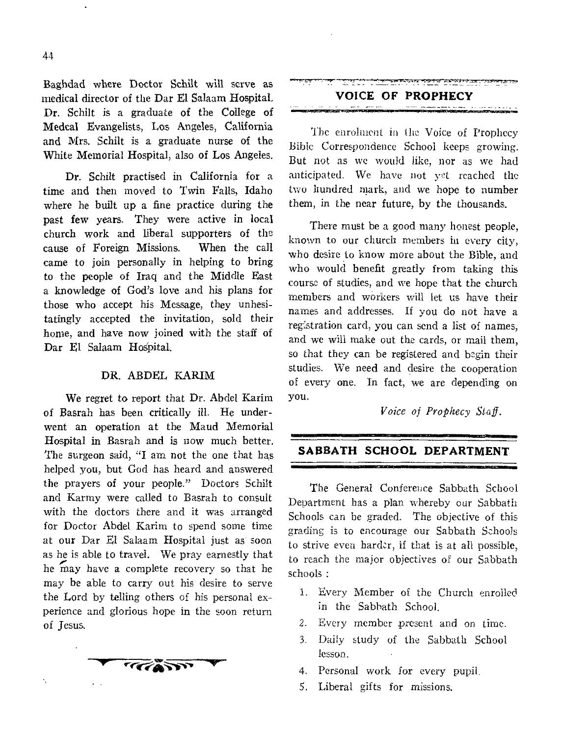Baghdad where Doctor Schilt will serve as medical director of the Dar El Salaam Hospital. Dr. Schilt is a graduate of the College of Medcal Evangelists, Los Angeles, California and Mrs. Schilt is a graduate nurse of the White Memorial Hospital, also of Los Angeles.

Dr. Schilt practised in California for a time and then moved to Twin Falls, Idaho where he built up a fine practice during the past few years. They were active in local church work and liberal supporters of the cause of Foreign Missions. When the call came to join personally in helping to bring to the people of Iraq and the Middle East a knowledge of God's love and his plans for those who accept his Message, they unhesitatingly accepted the invitation, sold their home, and have now joined with the staff of Dar El Salaam Hospital.

### DR. ABDEL KARIM

We regret to report that Dr. Abdel Karim of Basrah has been critically ill. He underwent an operation at the Maud Memorial Hospital in Basrah and is now much better. The surgeon said, "I am not the one that has helped you, but God has heard and answered the prayers of your people." Doctors Schilt and Karmy were called to Basrah to consult with the doctors there and it was arranged for Doctor Abdel Karim to spend some time at our Dar El Salaam Hospital just as soon as he is able to travel. We pray earnestly that he may have a complete recovery so that he may be able to carry out his desire to serve the Lord by telling others of his personal experience and glorious hope in the soon return of Jesus.

## VOICE OF PROPHECY

The enrolment in the Voice of Prophecy Bible Correspondence School keeps growing. But not as we would like, nor as we had anticipated. We have not yet reached the two hundred mark, and we hope to number them, in the near future, by the thousands.

There must be a good many honest people, known to our church members in every city, who desire to know more about the Bible, and who would benefit greatly from taking this course of studies, and we hope that the church members and workers will let us have their names and addresses. If you do not have a registration card, you can send a list of names, and we will make out the cards, or mail them, so that they can be registered and begin their studies. We need and desire the cooperation of every one. In fact, we are depending on you.

*Voice of Prophecy Staff.*

## SABBATH SCHOOL DEPARTMENT

The General Conference Sabbath School Department has a plan whereby our Sabbath Schools can be graded. The objective of this grading is to encourage our Sabbath Schools to strive even harder, if that is at all possible, to reach the major objectives of our Sabbath schools :

1. Every Member of the Church enrolled in the Sabbath School.
2. Every member present and on time.
3. Daily study of the Sabbath School lesson.
4. Personal work for every pupil.
5. Liberal gifts for missions.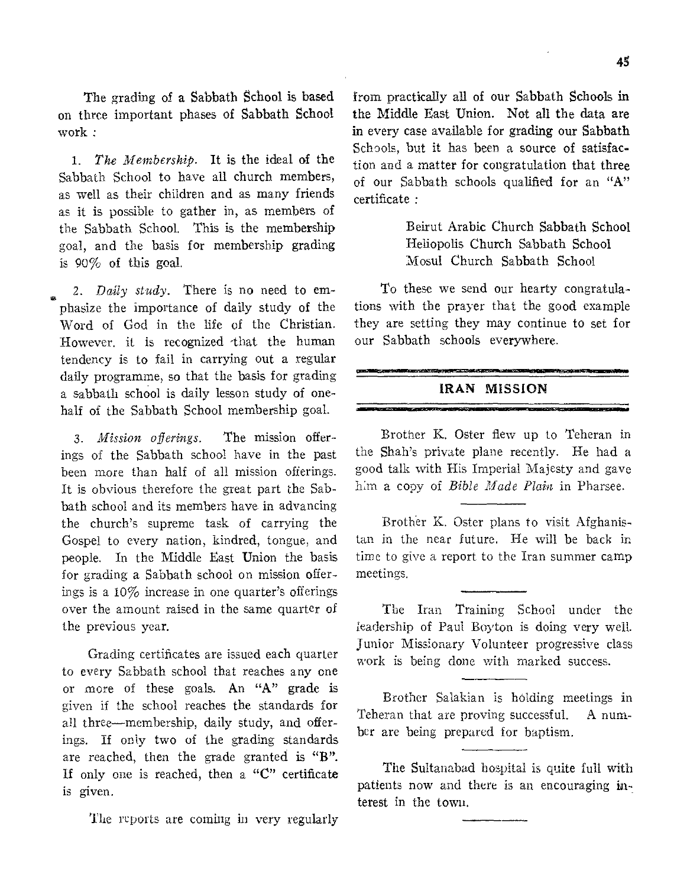The grading of a Sabbath School is based on three important phases of Sabbath School work :

1. *The Membership.* It is the ideal of the Sabbath School to have all church members, as well as their children and as many friends as it is possible to gather in, as members of the Sabbath School. This is the membership goal, and the basis for membership grading is 90% of this goal.

2. *Daily study.* There is no need to emphasize the importance of daily study of the Word of God in the life of the Christian. However, it is recognized that the human tendency is to fail in carrying out a regular daily programme, so that the basis for grading a sabbath school is daily lesson study of one-half of the Sabbath School membership goal.

3. *Mission offerings.* The mission offerings of the Sabbath school have in the past been more than half of all mission offerings. It is obvious therefore the great part the Sabbath school and its members have in advancing the church's supreme task of carrying the Gospel to every nation, kindred, tongue, and people. In the Middle East Union the basis for grading a Sabbath school on mission offerings is a 10% increase in one quarter's offerings over the amount raised in the same quarter of the previous year.

Grading certificates are issued each quarter to every Sabbath school that reaches any one or more of these goals. An "A" grade is given if the school reaches the standards for all three—membership, daily study, and offerings. If only two of the grading standards are reached, then the grade granted is "B". If only one is reached, then a "C" certificate is given.

The reports are coming in very regularly from practically all of our Sabbath Schools in the Middle East Union. Not all the data are in every case available for grading our Sabbath Schools, but it has been a source of satisfaction and a matter for congratulation that three of our Sabbath schools qualified for an "A" certificate :

Beirut Arabic Church Sabbath School
Heliopolis Church Sabbath School
Mosul Church Sabbath School

To these we send our hearty congratulations with the prayer that the good example they are setting they may continue to set for our Sabbath schools everywhere.

## IRAN MISSION

Brother K. Oster flew up to Teheran in the Shah's private plane recently. He had a good talk with His Imperial Majesty and gave him a copy of *Bible Made Plain* in Pharsee.

---

Brother K. Oster plans to visit Afghanistan in the near future. He will be back in time to give a report to the Iran summer camp meetings.

---

The Iran Training School under the leadership of Paul Boyton is doing very well. Junior Missionary Volunteer progressive class work is being done with marked success.

---

Brother Salakian is holding meetings in Teheran that are proving successful. A number are being prepared for baptism.

---

The Sultanabad hospital is quite full with patients now and there is an encouraging interest in the town.

---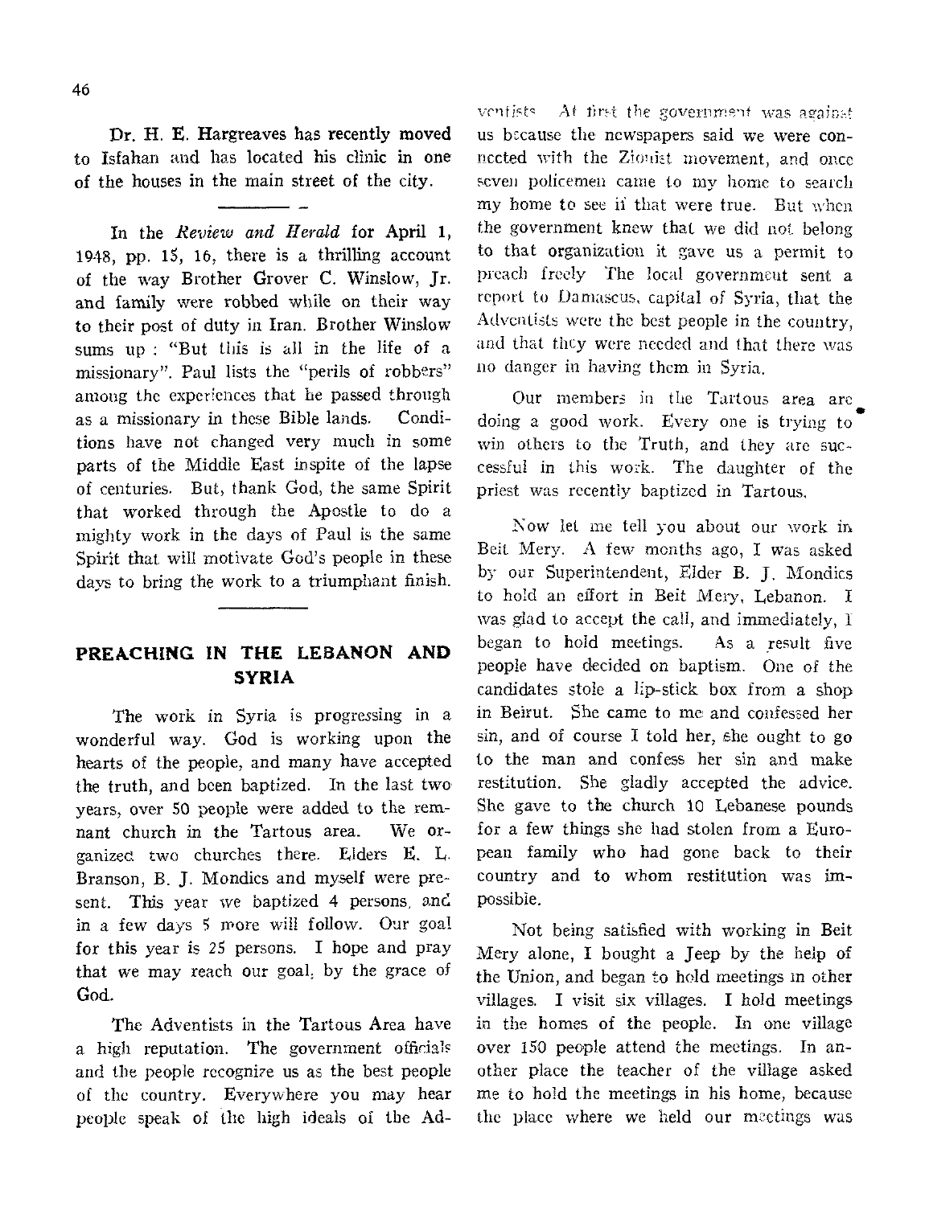Dr. H. E. Hargreaves has recently moved to Isfahan and has located his clinic in one of the houses in the main street of the city.

In the *Review and Herald* for April 1, 1948, pp. 15, 16, there is a thrilling account of the way Brother Grover C. Winslow, Jr. and family were robbed while on their way to their post of duty in Iran. Brother Winslow sums up : "But this is all in the life of a missionary". Paul lists the "perils of robbers" among the experiences that he passed through as a missionary in these Bible lands. Conditions have not changed very much in some parts of the Middle East inspite of the lapse of centuries. But, thank God, the same Spirit that worked through the Apostle to do a mighty work in the days of Paul is the same Spirit that will motivate God's people in these days to bring the work to a triumphant finish.

## PREACHING IN THE LEBANON AND SYRIA

The work in Syria is progressing in a wonderful way. God is working upon the hearts of the people, and many have accepted the truth, and been baptized. In the last two years, over 50 people were added to the remnant church in the Tartous area. We organized two churches there. Elders E. L. Branson, B. J. Mondics and myself were present. This year we baptized 4 persons, and in a few days 5 more will follow. Our goal for this year is 25 persons. I hope and pray that we may reach our goal, by the grace of God.

The Adventists in the Tartous Area have a high reputation. The government officials and the people recognize us as the best people of the country. Everywhere you may hear people speak of the high ideals of the Adventists. At first the government was against us because the newspapers said we were connected with the Zionist movement, and once seven policemen came to my home to search my home to see if that were true. But when the government knew that we did not belong to that organization it gave us a permit to preach freely. The local government sent a report to Damascus, capital of Syria, that the Adventists were the best people in the country, and that they were needed and that there was no danger in having them in Syria.

Our members in the Tartous area are doing a good work. Every one is trying to win others to the Truth, and they are successful in this work. The daughter of the priest was recently baptized in Tartous.

Now let me tell you about our work in Beit Mery. A few months ago, I was asked by our Superintendent, Elder B. J. Mondics to hold an effort in Beit Mery, Lebanon. I was glad to accept the call, and immediately, I began to hold meetings. As a result five people have decided on baptism. One of the candidates stole a lip-stick box from a shop in Beirut. She came to me and confessed her sin, and of course I told her, she ought to go to the man and confess her sin and make restitution. She gladly accepted the advice. She gave to the church 10 Lebanese pounds for a few things she had stolen from a European family who had gone back to their country and to whom restitution was impossible.

Not being satisfied with working in Beit Mery alone, I bought a Jeep by the help of the Union, and began to hold meetings in other villages. I visit six villages. I hold meetings in the homes of the people. In one village over 150 people attend the meetings. In another place the teacher of the village asked me to hold the meetings in his home, because the place where we held our meetings was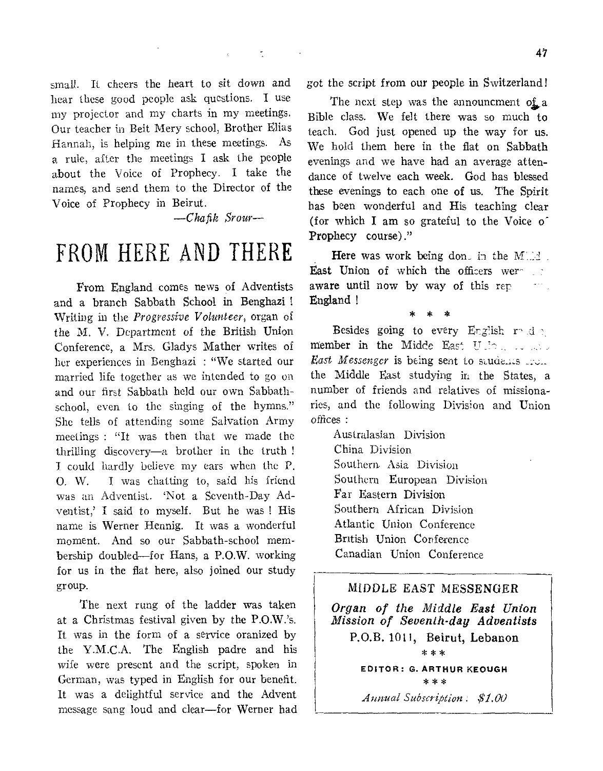small. It cheers the heart to sit down and hear these good people ask questions. I use my projector and my charts in my meetings. Our teacher in Beit Mery school, Brother Elias Hannah, is helping me in these meetings. As a rule, after the meetings I ask the people about the Voice of Prophecy. I take the names, and send them to the Director of the Voice of Prophecy in Beirut.

*—Chafik Srour—*

# FROM HERE AND THERE

From England comes news of Adventists and a branch Sabbath School in Benghazi! Writing in the *Progressive Volunteer*, organ of the M. V. Department of the British Union Conference, a Mrs. Gladys Mather writes of her experiences in Benghazi : "We started our married life together as we intended to go on and our first Sabbath held our own Sabbath-school, even to the singing of the hymns." She tells of attending some Salvation Army meetings : "It was then that we made the thrilling discovery—a brother in the truth! I could hardly believe my ears when the P. O. W. I was chatting to, said his friend was an Adventist. 'Not a Seventh-Day Adventist,' I said to myself. But he was! His name is Werner Hennig. It was a wonderful moment. And so our Sabbath-school membership doubled—for Hans, a P.O.W. working for us in the flat here, also joined our study group.

The next rung of the ladder was taken at a Christmas festival given by the P.O.W.'s. It was in the form of a service oranized by the Y.M.C.A. The English padre and his wife were present and the script, spoken in German, was typed in English for our benefit. It was a delightful service and the Advent message sang loud and clear—for Werner had got the script from our people in Switzerland!

The next step was the announcment of a Bible class. We felt there was so much to teach. God just opened up the way for us. We hold them here in the flat on Sabbath evenings and we have had an average attendance of twelve each week. God has blessed these evenings to each one of us. The Spirit has been wonderful and His teaching clear (for which I am so grateful to the Voice of Prophecy course)."

Here was work being done in the Middle East Union of which the officers were not aware until now by way of this report from England!

\* \* \*

Besides going to every English reading member in the Midde East Union, the *Middle East Messenger* is being sent to students from the Middle East studying in the States, a number of friends and relatives of missionaries, and the following Division and Union offices :

- Australasian Division
- China Division
- Southern Asia Division
- Southern European Division
- Far Eastern Division
- Southern African Division
- Atlantic Union Conference
- British Union Conference
- Canadian Union Conference

---

MIDDLE EAST MESSENGER

***Organ of the Middle East Union Mission of Seventh-day Adventists***

**P.O.B. 1011, Beirut, Lebanon**

\* \* \*

**EDITOR: G. ARTHUR KEOUGH**

\* \* \*

*Annual Subscription: $1.00*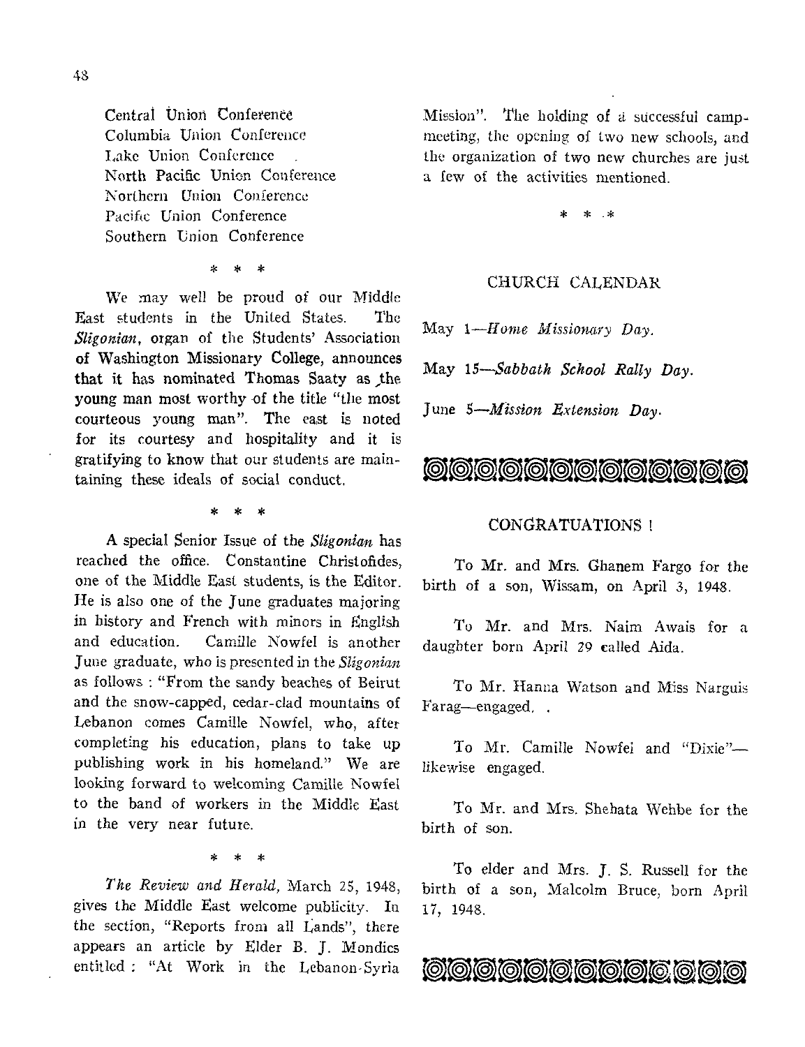Central Union Conference
Columbia Union Conference
Lake Union Conference
North Pacific Union Conference
Northern Union Conference
Pacific Union Conference
Southern Union Conference

* * *

We may well be proud of our Middle East students in the United States. The *Sligonian*, organ of the Students' Association of Washington Missionary College, announces that it has nominated Thomas Saaty as the young man most worthy of the title "the most courteous young man". The east is noted for its courtesy and hospitality and it is gratifying to know that our students are maintaining these ideals of social conduct.

* * *

A special Senior Issue of the *Sligonian* has reached the office. Constantine Christofides, one of the Middle East students, is the Editor. He is also one of the June graduates majoring in history and French with minors in English and education. Camille Nowfel is another June graduate, who is presented in the *Sligonian* as follows : "From the sandy beaches of Beirut and the snow-capped, cedar-clad mountains of Lebanon comes Camille Nowfel, who, after completing his education, plans to take up publishing work in his homeland." We are looking forward to welcoming Camille Nowfel to the band of workers in the Middle East in the very near future.

* * *

*The Review and Herald*, March 25, 1948, gives the Middle East welcome publicity. In the section, "Reports from all Lands", there appears an article by Elder B. J. Mondics entitled : "At Work in the Lebanon-Syria Mission". The holding of a successful camp-meeting, the opening of two new schools, and the organization of two new churches are just a few of the activities mentioned.

* * *

## CHURCH CALENDAR

May 1—*Home Missionary Day.*

May 15—*Sabbath School Rally Day.*

June 5—*Mission Extension Day.*

## CONGRATUATIONS !

To Mr. and Mrs. Ghanem Fargo for the birth of a son, Wissam, on April 3, 1948.

To Mr. and Mrs. Naim Awais for a daughter born April 29 called Aida.

To Mr. Hanna Watson and Miss Narguis Farag—engaged.

To Mr. Camille Nowfel and "Dixie"—likewise engaged.

To Mr. and Mrs. Shehata Wehbe for the birth of son.

To elder and Mrs. J. S. Russell for the birth of a son, Malcolm Bruce, born April 17, 1948.